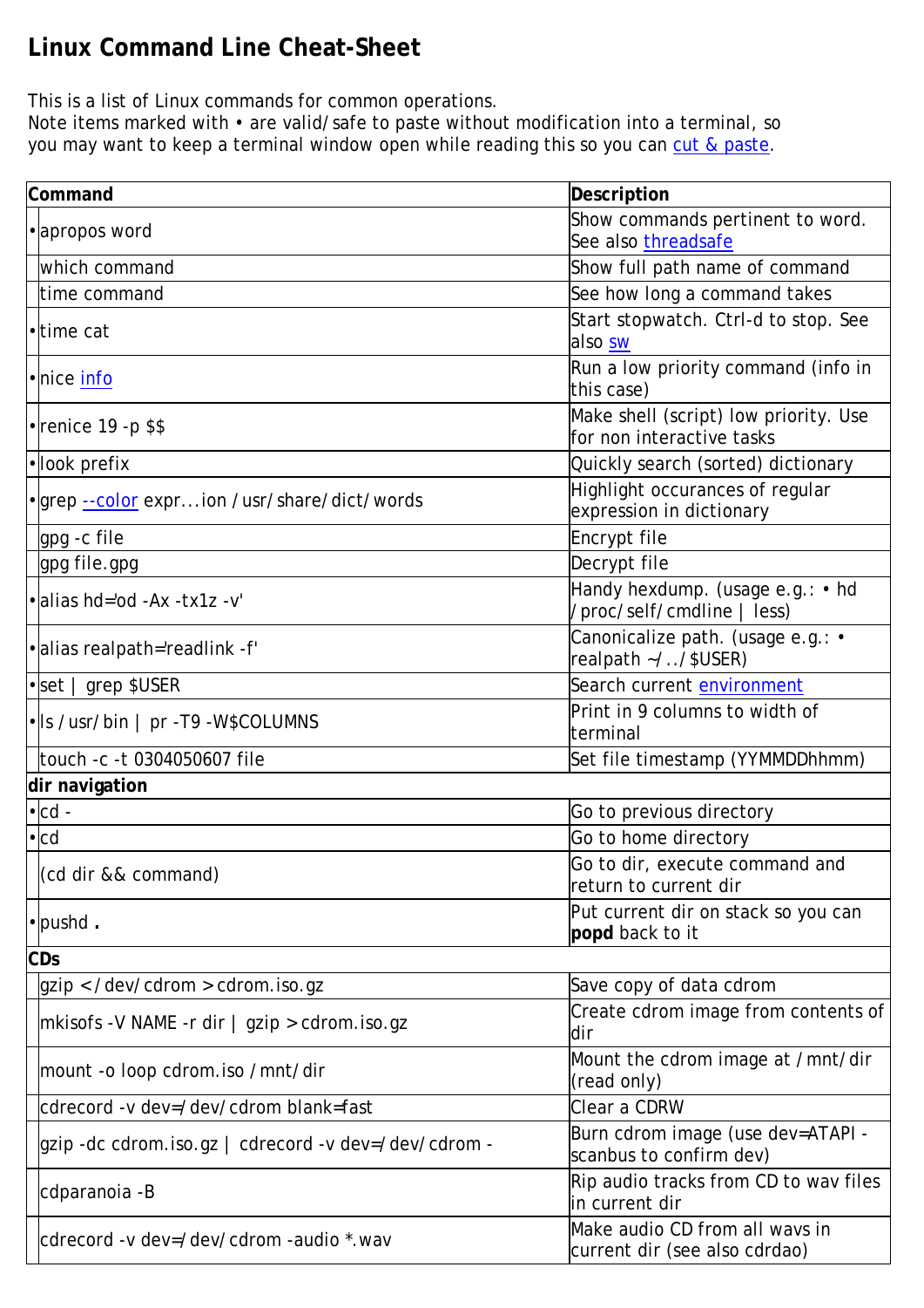# Linux Command Line Cheat-Sheet

This is a list of Linux commands for common operations.
Note items marked with • are valid/safe to paste without modification into a terminal, so you may want to keep a terminal window open while reading this so you can cut & paste.

| | Command | Description |
|---|---|---|
| • | apropos word | Show commands pertinent to word. See also threadsafe |
| | which command | Show full path name of command |
| | time command | See how long a command takes |
| • | time cat | Start stopwatch. Ctrl-d to stop. See also sw |
| • | nice info | Run a low priority command (info in this case) |
| • | renice 19 -p $$ | Make shell (script) low priority. Use for non interactive tasks |
| • | look prefix | Quickly search (sorted) dictionary |
| • | grep --color expr...ion /usr/share/dict/words | Highlight occurances of regular expression in dictionary |
| | gpg -c file | Encrypt file |
| | gpg file.gpg | Decrypt file |
| • | alias hd='od -Ax -tx1z -v' | Handy hexdump. (usage e.g.: • hd /proc/self/cmdline \| less) |
| • | alias realpath='readlink -f' | Canonicalize path. (usage e.g.: • realpath ~/../$USER) |
| • | set \| grep $USER | Search current environment |
| • | ls /usr/bin \| pr -T9 -W$COLUMNS | Print in 9 columns to width of terminal |
| | touch -c -t 0304050607 file | Set file timestamp (YYMMDDhhmm) |
| **dir navigation** | | |
| • | cd - | Go to previous directory |
| • | cd | Go to home directory |
| | (cd dir && command) | Go to dir, execute command and return to current dir |
| • | pushd **.** | Put current dir on stack so you can **popd** back to it |
| **CDs** | | |
| | gzip < /dev/cdrom > cdrom.iso.gz | Save copy of data cdrom |
| | mkisofs -V NAME -r dir \| gzip > cdrom.iso.gz | Create cdrom image from contents of dir |
| | mount -o loop cdrom.iso /mnt/dir | Mount the cdrom image at /mnt/dir (read only) |
| | cdrecord -v dev=/dev/cdrom blank=fast | Clear a CDRW |
| | gzip -dc cdrom.iso.gz \| cdrecord -v dev=/dev/cdrom - | Burn cdrom image (use dev=ATAPI -scanbus to confirm dev) |
| | cdparanoia -B | Rip audio tracks from CD to wav files in current dir |
| | cdrecord -v dev=/dev/cdrom -audio *.wav | Make audio CD from all wavs in current dir (see also cdrdao) |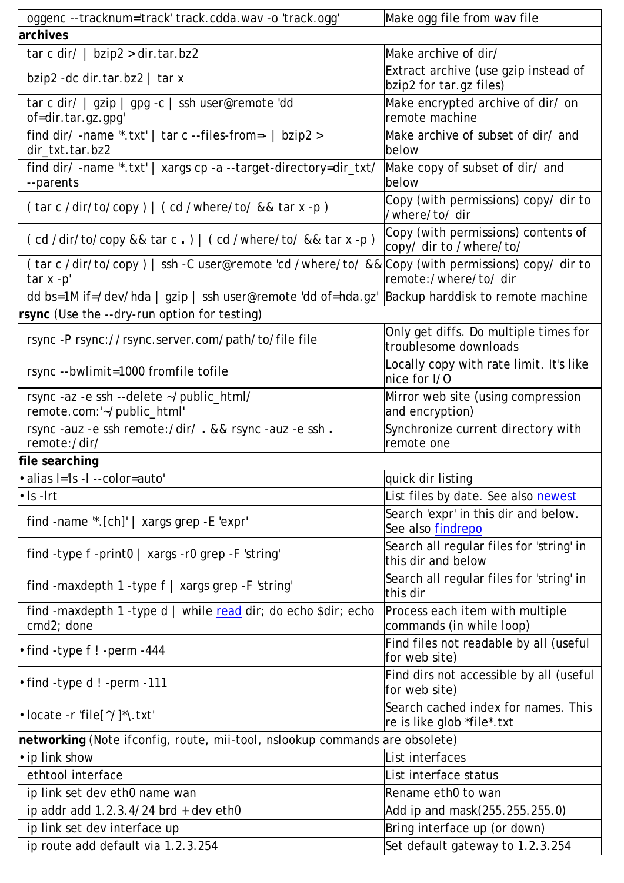| | | |
|---|---|---|
| | oggenc --tracknum='track' track.cdda.wav -o 'track.ogg' | Make ogg file from wav file |
| **archives** | | |
| | tar c dir/ \| bzip2 > dir.tar.bz2 | Make archive of dir/ |
| | bzip2 -dc dir.tar.bz2 \| tar x | Extract archive (use gzip instead of bzip2 for tar.gz files) |
| | tar c dir/ \| gzip \| gpg -c \| ssh user@remote 'dd of=dir.tar.gz.gpg' | Make encrypted archive of dir/ on remote machine |
| | find dir/ -name '*.txt' \| tar c --files-from=- \| bzip2 > dir_txt.tar.bz2 | Make archive of subset of dir/ and below |
| | find dir/ -name '*.txt' \| xargs cp -a --target-directory=dir_txt/ --parents | Make copy of subset of dir/ and below |
| | ( tar c /dir/to/copy ) \| ( cd /where/to/ && tar x -p ) | Copy (with permissions) copy/ dir to /where/to/ dir |
| | ( cd /dir/to/copy && tar c **.** ) \| ( cd /where/to/ && tar x -p ) | Copy (with permissions) contents of copy/ dir to /where/to/ |
| | ( tar c /dir/to/copy ) \| ssh -C user@remote 'cd /where/to/ && tar x -p' | Copy (with permissions) copy/ dir to remote:/where/to/ dir |
| | dd bs=1M if=/dev/hda \| gzip \| ssh user@remote 'dd of=hda.gz' | Backup harddisk to remote machine |
| **rsync** (Use the --dry-run option for testing) | | |
| | rsync -P rsync://rsync.server.com/path/to/file file | Only get diffs. Do multiple times for troublesome downloads |
| | rsync --bwlimit=1000 fromfile tofile | Locally copy with rate limit. It's like nice for I/O |
| | rsync -az -e ssh --delete ~/public_html/ remote.com:'~/public_html' | Mirror web site (using compression and encryption) |
| | rsync -auz -e ssh remote:/dir/ **.** && rsync -auz -e ssh **.** remote:/dir/ | Synchronize current directory with remote one |
| **file searching** | | |
| • | alias l='ls -l --color=auto' | quick dir listing |
| • | ls -lrt | List files by date. See also newest |
| | find -name '*.[ch]' \| xargs grep -E 'expr' | Search 'expr' in this dir and below. See also findrepo |
| | find -type f -print0 \| xargs -r0 grep -F 'string' | Search all regular files for 'string' in this dir and below |
| | find -maxdepth 1 -type f \| xargs grep -F 'string' | Search all regular files for 'string' in this dir |
| | find -maxdepth 1 -type d \| while read dir; do echo $dir; echo cmd2; done | Process each item with multiple commands (in while loop) |
| • | find -type f ! -perm -444 | Find files not readable by all (useful for web site) |
| • | find -type d ! -perm -111 | Find dirs not accessible by all (useful for web site) |
| • | locate -r 'file[^/]*\.txt' | Search cached index for names. This re is like glob *file*.txt |
| **networking** (Note ifconfig, route, mii-tool, nslookup commands are obsolete) | | |
| • | ip link show | List interfaces |
| | ethtool interface | List interface status |
| | ip link set dev eth0 name wan | Rename eth0 to wan |
| | ip addr add 1.2.3.4/24 brd + dev eth0 | Add ip and mask(255.255.255.0) |
| | ip link set dev interface up | Bring interface up (or down) |
| | ip route add default via 1.2.3.254 | Set default gateway to 1.2.3.254 |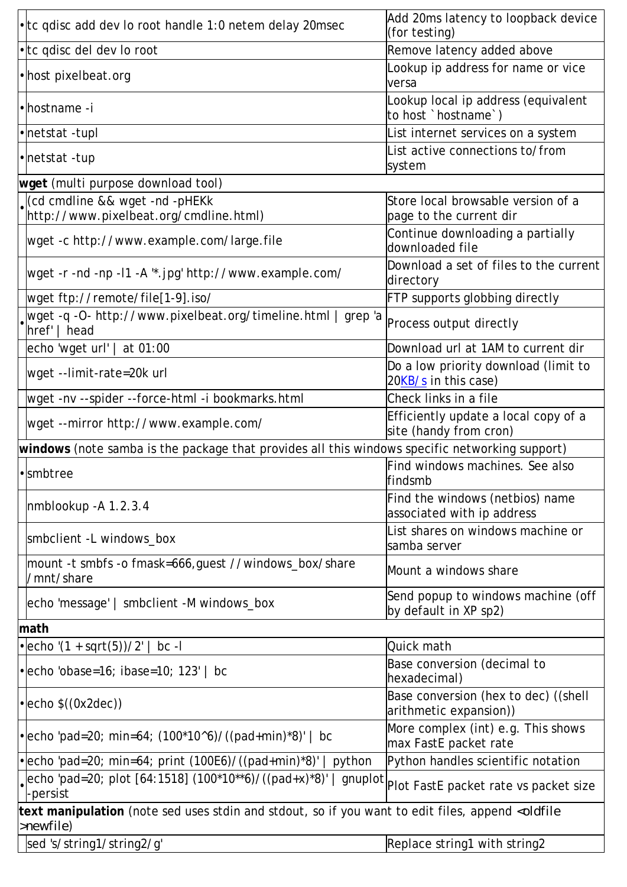| | Command | Description |
|---|---|---|
| • | tc qdisc add dev lo root handle 1:0 netem delay 20msec | Add 20ms latency to loopback device (for testing) |
| • | tc qdisc del dev lo root | Remove latency added above |
| • | host pixelbeat.org | Lookup ip address for name or vice versa |
| • | hostname -i | Lookup local ip address (equivalent to host `hostname`) |
| • | netstat -tupl | List internet services on a system |
| • | netstat -tup | List active connections to/from system |
| **wget** (multi purpose download tool) | | |
| • | (cd cmdline && wget -nd -pHEKk http://www.pixelbeat.org/cmdline.html) | Store local browsable version of a page to the current dir |
| | wget -c http://www.example.com/large.file | Continue downloading a partially downloaded file |
| | wget -r -nd -np -l1 -A '*.jpg' http://www.example.com/ | Download a set of files to the current directory |
| | wget ftp://remote/file[1-9].iso/ | FTP supports globbing directly |
| • | wget -q -O- http://www.pixelbeat.org/timeline.html \| grep 'a href' \| head | Process output directly |
| | echo 'wget url' \| at 01:00 | Download url at 1AM to current dir |
| | wget --limit-rate=20k url | Do a low priority download (limit to 20KB/s in this case) |
| | wget -nv --spider --force-html -i bookmarks.html | Check links in a file |
| | wget --mirror http://www.example.com/ | Efficiently update a local copy of a site (handy from cron) |
| **windows** (note samba is the package that provides all this windows specific networking support) | | |
| • | smbtree | Find windows machines. See also findsmb |
| | nmblookup -A 1.2.3.4 | Find the windows (netbios) name associated with ip address |
| | smbclient -L windows_box | List shares on windows machine or samba server |
| | mount -t smbfs -o fmask=666,guest //windows_box/share /mnt/share | Mount a windows share |
| | echo 'message' \| smbclient -M windows_box | Send popup to windows machine (off by default in XP sp2) |
| **math** | | |
| • | echo '(1 + sqrt(5))/2' \| bc -l | Quick math |
| • | echo 'obase=16; ibase=10; 123' \| bc | Base conversion (decimal to hexadecimal) |
| • | echo $((0x2dec)) | Base conversion (hex to dec) ((shell arithmetic expansion)) |
| • | echo 'pad=20; min=64; (100*10^6)/((pad+min)*8)' \| bc | More complex (int) e.g. This shows max FastE packet rate |
| • | echo 'pad=20; min=64; print (100E6)/((pad+min)*8)' \| python | Python handles scientific notation |
| • | echo 'pad=20; plot [64:1518] (100*10**6)/((pad+x)*8)' \| gnuplot -persist | Plot FastE packet rate vs packet size |
| **text manipulation** (note sed uses stdin and stdout, so if you want to edit files, append <oldfile >newfile) | | |
| | sed 's/string1/string2/g' | Replace string1 with string2 |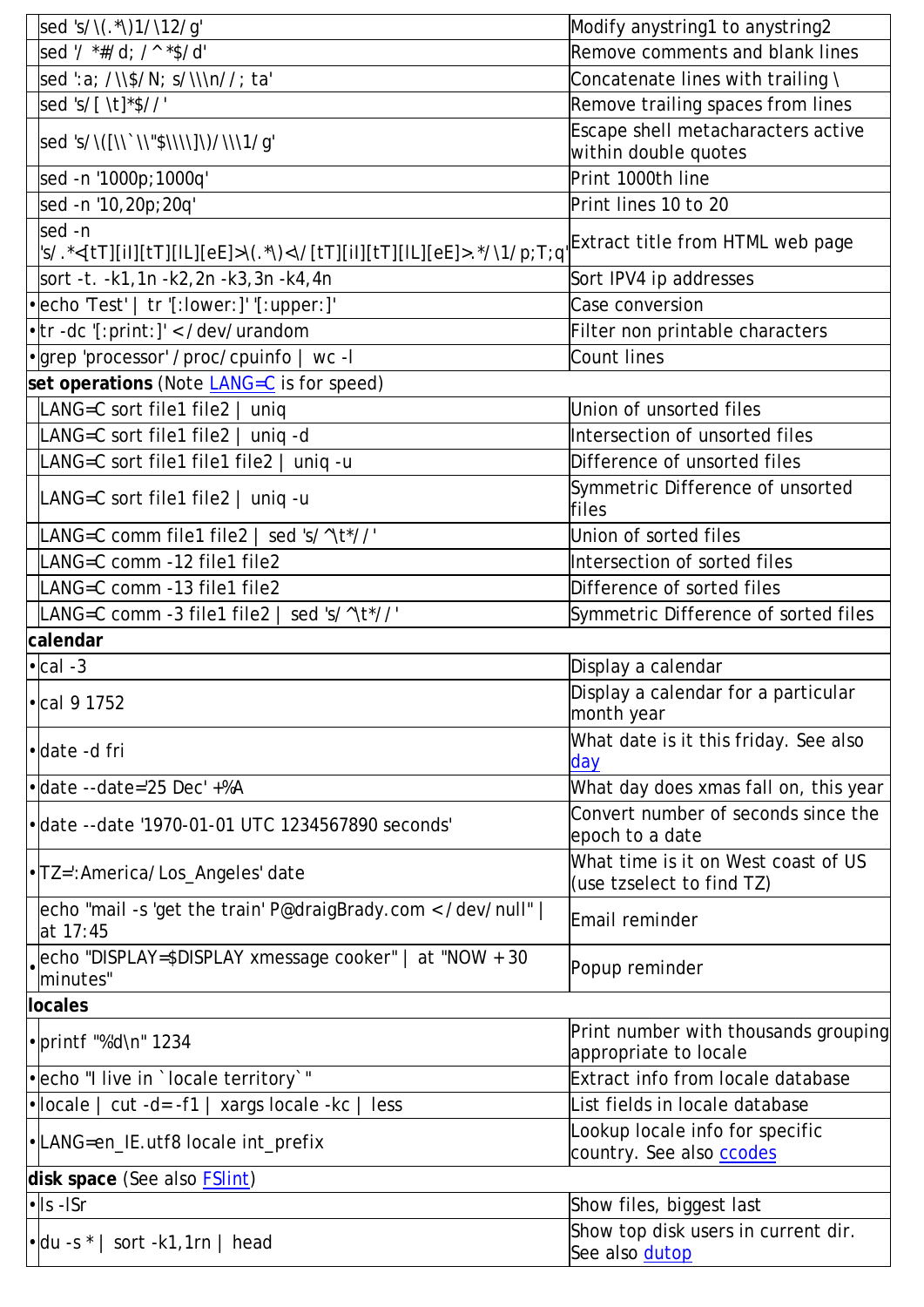| | | |
|---|---|---|
| | sed 's/\(.*\)1/\12/g' | Modify anystring1 to anystring2 |
| | sed '/ *#/d; /^ *$/d' | Remove comments and blank lines |
| | sed ':a; /\\$/N; s/\\\n//; ta' | Concatenate lines with trailing \ |
| | sed 's/[ \t]*$//' | Remove trailing spaces from lines |
| | sed 's/\([\\`\\"$\\\\]\)/\\\1/g' | Escape shell metacharacters active within double quotes |
| | sed -n '1000p;1000q' | Print 1000th line |
| | sed -n '10,20p;20q' | Print lines 10 to 20 |
| | sed -n 's/.*<[tT][iI][tT][lL][eE]>\(.*\)<\/[tT][iI][tT][lL][eE]>.*/\1/p;T;q' | Extract title from HTML web page |
| | sort -t. -k1,1n -k2,2n -k3,3n -k4,4n | Sort IPV4 ip addresses |
| • | echo 'Test' \| tr '[:lower:]' '[:upper:]' | Case conversion |
| • | tr -dc '[:print:]' < /dev/urandom | Filter non printable characters |
| • | grep 'processor' /proc/cpuinfo \| wc -l | Count lines |
| **set operations** (Note LANG=C is for speed) | | |
| | LANG=C sort file1 file2 \| uniq | Union of unsorted files |
| | LANG=C sort file1 file2 \| uniq -d | Intersection of unsorted files |
| | LANG=C sort file1 file1 file2 \| uniq -u | Difference of unsorted files |
| | LANG=C sort file1 file2 \| uniq -u | Symmetric Difference of unsorted files |
| | LANG=C comm file1 file2 \| sed 's/^\t*//' | Union of sorted files |
| | LANG=C comm -12 file1 file2 | Intersection of sorted files |
| | LANG=C comm -13 file1 file2 | Difference of sorted files |
| | LANG=C comm -3 file1 file2 \| sed 's/^\t*//' | Symmetric Difference of sorted files |
| **calendar** | | |
| • | cal -3 | Display a calendar |
| • | cal 9 1752 | Display a calendar for a particular month year |
| • | date -d fri | What date is it this friday. See also day |
| • | date --date='25 Dec' +%A | What day does xmas fall on, this year |
| • | date --date '1970-01-01 UTC 1234567890 seconds' | Convert number of seconds since the epoch to a date |
| • | TZ=':America/Los_Angeles' date | What time is it on West coast of US (use tzselect to find TZ) |
| | echo "mail -s 'get the train' P@draigBrady.com < /dev/null" \| at 17:45 | Email reminder |
| • | echo "DISPLAY=$DISPLAY xmessage cooker" \| at "NOW + 30 minutes" | Popup reminder |
| **locales** | | |
| • | printf "%'d\n" 1234 | Print number with thousands grouping appropriate to locale |
| • | echo "I live in `locale territory`" | Extract info from locale database |
| • | locale \| cut -d= -f1 \| xargs locale -kc \| less | List fields in locale database |
| • | LANG=en_IE.utf8 locale int_prefix | Lookup locale info for specific country. See also ccodes |
| **disk space** (See also FSlint) | | |
| • | ls -lSr | Show files, biggest last |
| • | du -s * \| sort -k1,1rn \| head | Show top disk users in current dir. See also dutop |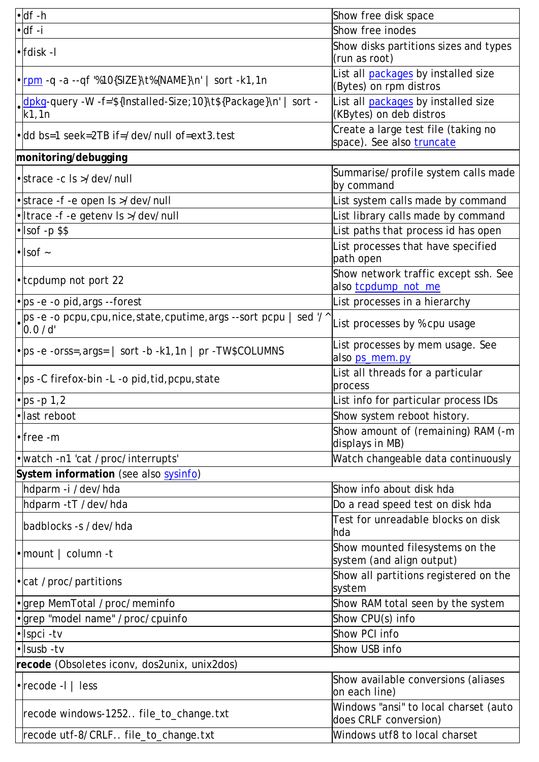| | | |
|---|---|---|
| • | df -h | Show free disk space |
| • | df -i | Show free inodes |
| • | fdisk -l | Show disks partitions sizes and types (run as root) |
| • | rpm -q -a --qf '%10{SIZE}\t%{NAME}\n' \| sort -k1,1n | List all packages by installed size (Bytes) on rpm distros |
| • | dpkg-query -W -f='${Installed-Size;10}\t${Package}\n' \| sort -k1,1n | List all packages by installed size (KBytes) on deb distros |
| • | dd bs=1 seek=2TB if=/dev/null of=ext3.test | Create a large test file (taking no space). See also truncate |
| **monitoring/debugging** | | |
| • | strace -c ls >/dev/null | Summarise/profile system calls made by command |
| • | strace -f -e open ls >/dev/null | List system calls made by command |
| • | ltrace -f -e getenv ls >/dev/null | List library calls made by command |
| • | lsof -p $$ | List paths that process id has open |
| • | lsof ~ | List processes that have specified path open |
| • | tcpdump not port 22 | Show network traffic except ssh. See also tcpdump_not_me |
| • | ps -e -o pid,args --forest | List processes in a hierarchy |
| • | ps -e -o pcpu,cpu,nice,state,cputime,args --sort pcpu \| sed '/^ 0.0 /d' | List processes by % cpu usage |
| • | ps -e -orss=,args= \| sort -b -k1,1n \| pr -TW$COLUMNS | List processes by mem usage. See also ps_mem.py |
| • | ps -C firefox-bin -L -o pid,tid,pcpu,state | List all threads for a particular process |
| • | ps -p 1,2 | List info for particular process IDs |
| • | last reboot | Show system reboot history. |
| • | free -m | Show amount of (remaining) RAM (-m displays in MB) |
| • | watch -n1 'cat /proc/interrupts' | Watch changeable data continuously |
| **System information** (see also sysinfo) | | |
| | hdparm -i /dev/hda | Show info about disk hda |
| | hdparm -tT /dev/hda | Do a read speed test on disk hda |
| | badblocks -s /dev/hda | Test for unreadable blocks on disk hda |
| • | mount \| column -t | Show mounted filesystems on the system (and align output) |
| • | cat /proc/partitions | Show all partitions registered on the system |
| • | grep MemTotal /proc/meminfo | Show RAM total seen by the system |
| • | grep "model name" /proc/cpuinfo | Show CPU(s) info |
| • | lspci -tv | Show PCI info |
| • | lsusb -tv | Show USB info |
| **recode** (Obsoletes iconv, dos2unix, unix2dos) | | |
| • | recode -l \| less | Show available conversions (aliases on each line) |
| | recode windows-1252.. file_to_change.txt | Windows "ansi" to local charset (auto does CRLF conversion) |
| | recode utf-8/CRLF.. file_to_change.txt | Windows utf8 to local charset |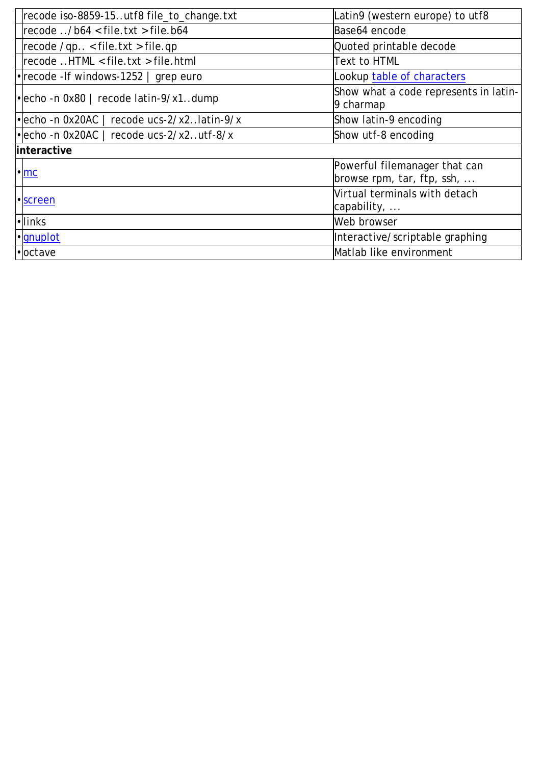| | | |
|---|---|---|
| | recode iso-8859-15..utf8 file_to_change.txt | Latin9 (western europe) to utf8 |
| | recode ../b64 <file.txt >file.b64 | Base64 encode |
| | recode /qp.. <file.txt >file.qp | Quoted printable decode |
| | recode ..HTML <file.txt >file.html | Text to HTML |
| • | recode -lf windows-1252 \| grep euro | Lookup [table of characters]() |
| • | echo -n 0x80 \| recode latin-9/x1..dump | Show what a code represents in latin-9 charmap |
| • | echo -n 0x20AC \| recode ucs-2/x2..latin-9/x | Show latin-9 encoding |
| • | echo -n 0x20AC \| recode ucs-2/x2..utf-8/x | Show utf-8 encoding |
| **interactive** | | |
| • | [mc]() | Powerful filemanager that can browse rpm, tar, ftp, ssh, ... |
| • | [screen]() | Virtual terminals with detach capability, ... |
| • | links | Web browser |
| • | [gnuplot]() | Interactive/scriptable graphing |
| • | octave | Matlab like environment |